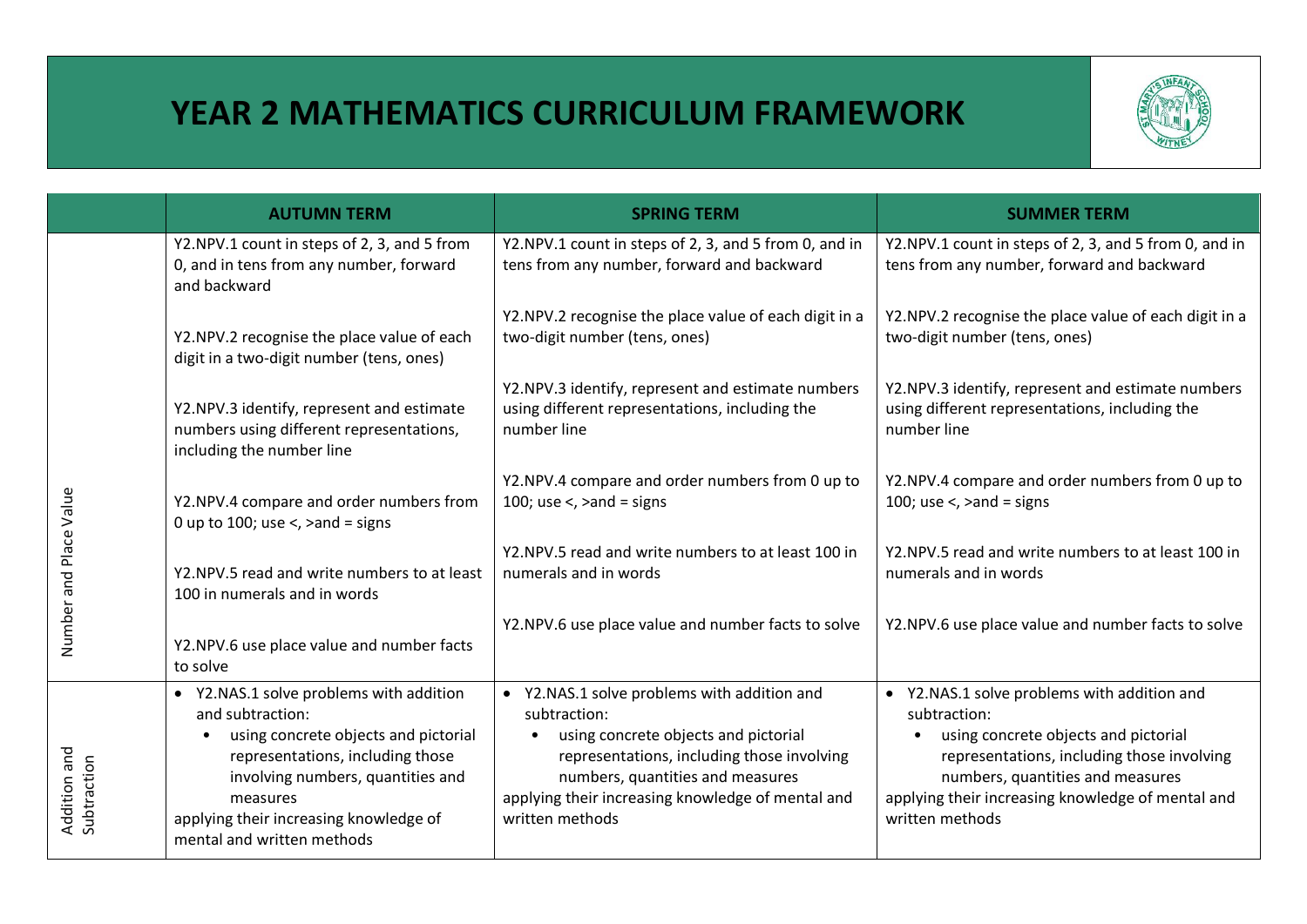# YEAR 2 MATHEMATICS CURRICULUM FRAMEWORK

| | AUTUMN TERM | SPRING TERM | SUMMER TERM |
|---|---|---|---|
| Number and Place Value | Y2.NPV.1 count in steps of 2, 3, and 5 from 0, and in tens from any number, forward and backward<br><br>Y2.NPV.2 recognise the place value of each digit in a two-digit number (tens, ones)<br><br>Y2.NPV.3 identify, represent and estimate numbers using different representations, including the number line<br><br>Y2.NPV.4 compare and order numbers from 0 up to 100; use <, >and = signs<br><br>Y2.NPV.5 read and write numbers to at least 100 in numerals and in words<br><br>Y2.NPV.6 use place value and number facts to solve | Y2.NPV.1 count in steps of 2, 3, and 5 from 0, and in tens from any number, forward and backward<br><br>Y2.NPV.2 recognise the place value of each digit in a two-digit number (tens, ones)<br><br>Y2.NPV.3 identify, represent and estimate numbers using different representations, including the number line<br><br>Y2.NPV.4 compare and order numbers from 0 up to 100; use <, >and = signs<br><br>Y2.NPV.5 read and write numbers to at least 100 in numerals and in words<br><br>Y2.NPV.6 use place value and number facts to solve | Y2.NPV.1 count in steps of 2, 3, and 5 from 0, and in tens from any number, forward and backward<br><br>Y2.NPV.2 recognise the place value of each digit in a two-digit number (tens, ones)<br><br>Y2.NPV.3 identify, represent and estimate numbers using different representations, including the number line<br><br>Y2.NPV.4 compare and order numbers from 0 up to 100; use <, >and = signs<br><br>Y2.NPV.5 read and write numbers to at least 100 in numerals and in words<br><br>Y2.NPV.6 use place value and number facts to solve |
| Addition and Subtraction | • Y2.NAS.1 solve problems with addition and subtraction:<br>• using concrete objects and pictorial representations, including those involving numbers, quantities and measures<br>applying their increasing knowledge of mental and written methods | • Y2.NAS.1 solve problems with addition and subtraction:<br>• using concrete objects and pictorial representations, including those involving numbers, quantities and measures<br>applying their increasing knowledge of mental and written methods | • Y2.NAS.1 solve problems with addition and subtraction:<br>• using concrete objects and pictorial representations, including those involving numbers, quantities and measures<br>applying their increasing knowledge of mental and written methods |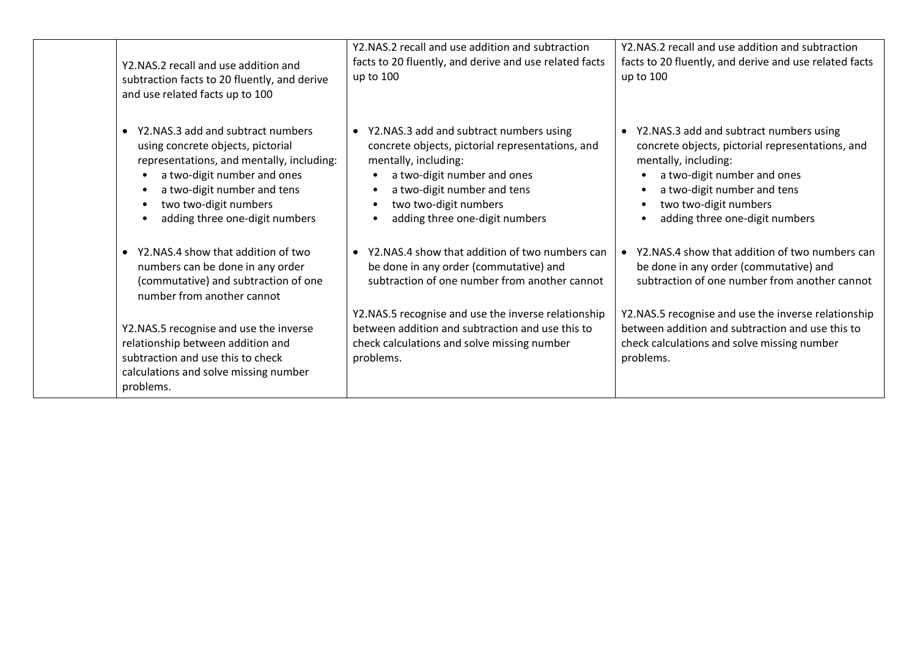| | | | |
|---|---|---|---|
| | Y2.NAS.2 recall and use addition and subtraction facts to 20 fluently, and derive and use related facts up to 100<br><br>• Y2.NAS.3 add and subtract numbers using concrete objects, pictorial representations, and mentally, including:<br>• a two-digit number and ones<br>• a two-digit number and tens<br>• two two-digit numbers<br>• adding three one-digit numbers<br><br>• Y2.NAS.4 show that addition of two numbers can be done in any order (commutative) and subtraction of one number from another cannot<br><br>Y2.NAS.5 recognise and use the inverse relationship between addition and subtraction and use this to check calculations and solve missing number problems. | Y2.NAS.2 recall and use addition and subtraction facts to 20 fluently, and derive and use related facts up to 100<br><br>• Y2.NAS.3 add and subtract numbers using concrete objects, pictorial representations, and mentally, including:<br>• a two-digit number and ones<br>• a two-digit number and tens<br>• two two-digit numbers<br>• adding three one-digit numbers<br><br>• Y2.NAS.4 show that addition of two numbers can be done in any order (commutative) and subtraction of one number from another cannot<br><br>Y2.NAS.5 recognise and use the inverse relationship between addition and subtraction and use this to check calculations and solve missing number problems. | Y2.NAS.2 recall and use addition and subtraction facts to 20 fluently, and derive and use related facts up to 100<br><br>• Y2.NAS.3 add and subtract numbers using concrete objects, pictorial representations, and mentally, including:<br>• a two-digit number and ones<br>• a two-digit number and tens<br>• two two-digit numbers<br>• adding three one-digit numbers<br><br>• Y2.NAS.4 show that addition of two numbers can be done in any order (commutative) and subtraction of one number from another cannot<br><br>Y2.NAS.5 recognise and use the inverse relationship between addition and subtraction and use this to check calculations and solve missing number problems. |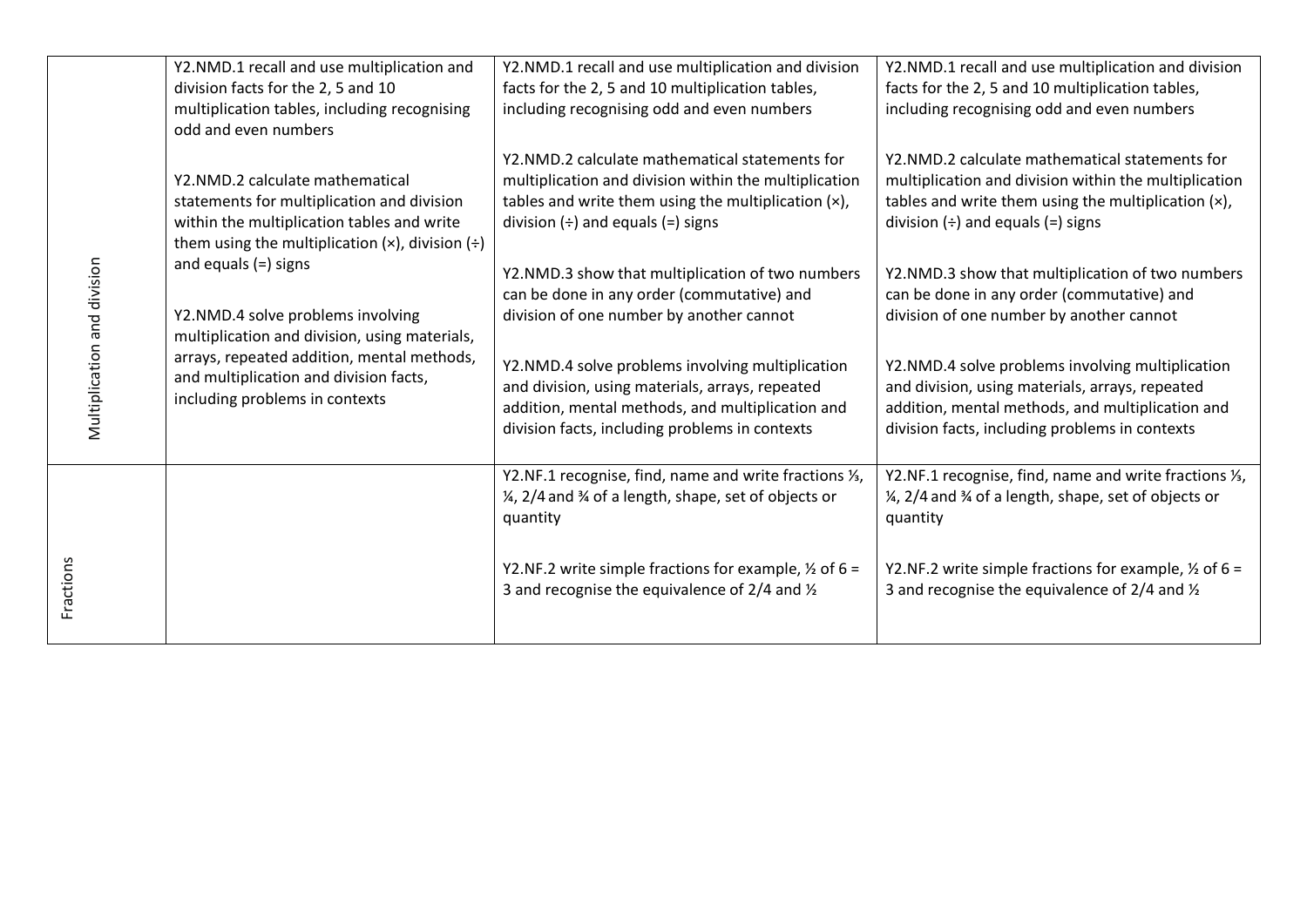| | | | |
|---|---|---|---|
| Multiplication and division | Y2.NMD.1 recall and use multiplication and division facts for the 2, 5 and 10 multiplication tables, including recognising odd and even numbers<br><br>Y2.NMD.2 calculate mathematical statements for multiplication and division within the multiplication tables and write them using the multiplication (×), division (÷) and equals (=) signs<br><br>Y2.NMD.4 solve problems involving multiplication and division, using materials, arrays, repeated addition, mental methods, and multiplication and division facts, including problems in contexts | Y2.NMD.1 recall and use multiplication and division facts for the 2, 5 and 10 multiplication tables, including recognising odd and even numbers<br><br>Y2.NMD.2 calculate mathematical statements for multiplication and division within the multiplication tables and write them using the multiplication (×), division (÷) and equals (=) signs<br><br>Y2.NMD.3 show that multiplication of two numbers can be done in any order (commutative) and division of one number by another cannot<br><br>Y2.NMD.4 solve problems involving multiplication and division, using materials, arrays, repeated addition, mental methods, and multiplication and division facts, including problems in contexts | Y2.NMD.1 recall and use multiplication and division facts for the 2, 5 and 10 multiplication tables, including recognising odd and even numbers<br><br>Y2.NMD.2 calculate mathematical statements for multiplication and division within the multiplication tables and write them using the multiplication (×), division (÷) and equals (=) signs<br><br>Y2.NMD.3 show that multiplication of two numbers can be done in any order (commutative) and division of one number by another cannot<br><br>Y2.NMD.4 solve problems involving multiplication and division, using materials, arrays, repeated addition, mental methods, and multiplication and division facts, including problems in contexts |
| Fractions | | Y2.NF.1 recognise, find, name and write fractions ⅓, ¼, 2/4 and ¾ of a length, shape, set of objects or quantity<br><br>Y2.NF.2 write simple fractions for example, ½ of 6 = 3 and recognise the equivalence of 2/4 and ½ | Y2.NF.1 recognise, find, name and write fractions ⅓, ¼, 2/4 and ¾ of a length, shape, set of objects or quantity<br><br>Y2.NF.2 write simple fractions for example, ½ of 6 = 3 and recognise the equivalence of 2/4 and ½ |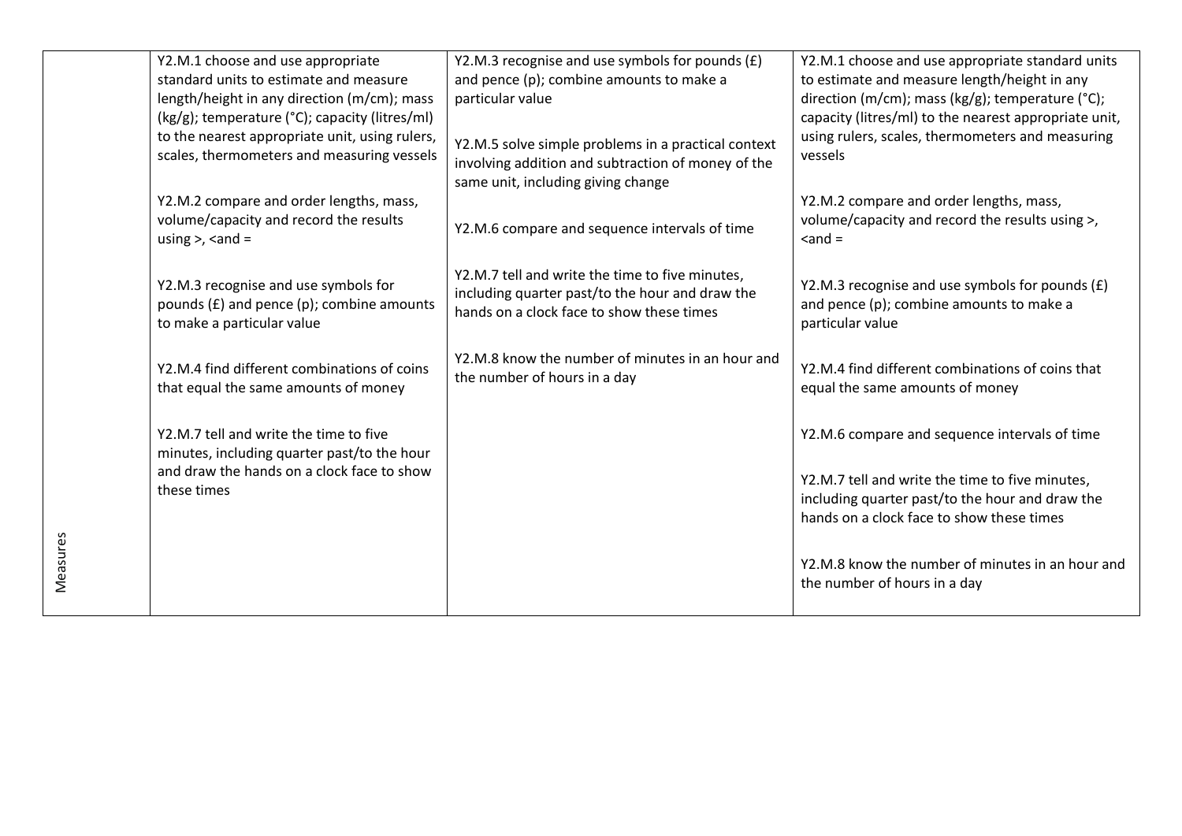| Measures | Y2.M.1 choose and use appropriate standard units to estimate and measure length/height in any direction (m/cm); mass (kg/g); temperature (°C); capacity (litres/ml) to the nearest appropriate unit, using rulers, scales, thermometers and measuring vessels<br><br>Y2.M.2 compare and order lengths, mass, volume/capacity and record the results using >, <and =<br><br>Y2.M.3 recognise and use symbols for pounds (£) and pence (p); combine amounts to make a particular value<br><br>Y2.M.4 find different combinations of coins that equal the same amounts of money<br><br>Y2.M.7 tell and write the time to five minutes, including quarter past/to the hour and draw the hands on a clock face to show these times | Y2.M.3 recognise and use symbols for pounds (£) and pence (p); combine amounts to make a particular value<br><br>Y2.M.5 solve simple problems in a practical context involving addition and subtraction of money of the same unit, including giving change<br><br>Y2.M.6 compare and sequence intervals of time<br><br>Y2.M.7 tell and write the time to five minutes, including quarter past/to the hour and draw the hands on a clock face to show these times<br><br>Y2.M.8 know the number of minutes in an hour and the number of hours in a day | Y2.M.1 choose and use appropriate standard units to estimate and measure length/height in any direction (m/cm); mass (kg/g); temperature (°C); capacity (litres/ml) to the nearest appropriate unit, using rulers, scales, thermometers and measuring vessels<br><br>Y2.M.2 compare and order lengths, mass, volume/capacity and record the results using >, <and =<br><br>Y2.M.3 recognise and use symbols for pounds (£) and pence (p); combine amounts to make a particular value<br><br>Y2.M.4 find different combinations of coins that equal the same amounts of money<br><br>Y2.M.6 compare and sequence intervals of time<br><br>Y2.M.7 tell and write the time to five minutes, including quarter past/to the hour and draw the hands on a clock face to show these times<br><br>Y2.M.8 know the number of minutes in an hour and the number of hours in a day |
|---|---|---|---|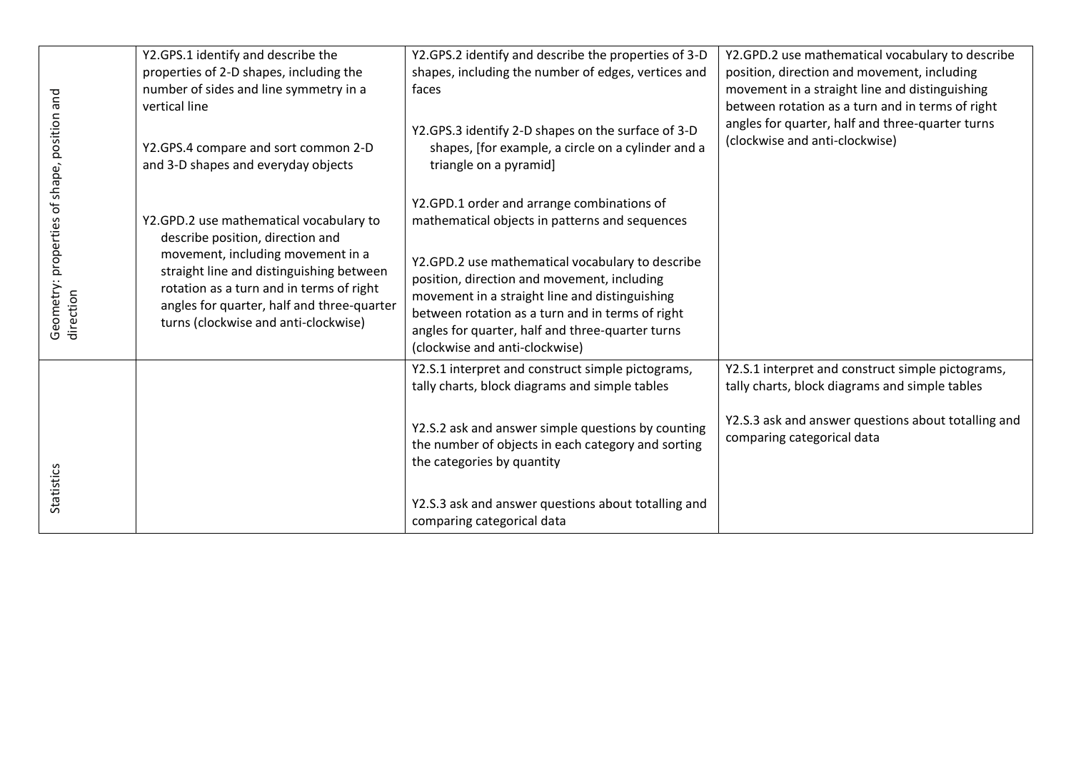| | | | |
|---|---|---|---|
| Geometry: properties of shape, position and direction | Y2.GPS.1 identify and describe the properties of 2-D shapes, including the number of sides and line symmetry in a vertical line<br><br>Y2.GPS.4 compare and sort common 2-D and 3-D shapes and everyday objects<br><br>Y2.GPD.2 use mathematical vocabulary to describe position, direction and movement, including movement in a straight line and distinguishing between rotation as a turn and in terms of right angles for quarter, half and three-quarter turns (clockwise and anti-clockwise) | Y2.GPS.2 identify and describe the properties of 3-D shapes, including the number of edges, vertices and faces<br><br>Y2.GPS.3 identify 2-D shapes on the surface of 3-D shapes, [for example, a circle on a cylinder and a triangle on a pyramid]<br><br>Y2.GPD.1 order and arrange combinations of mathematical objects in patterns and sequences<br><br>Y2.GPD.2 use mathematical vocabulary to describe position, direction and movement, including movement in a straight line and distinguishing between rotation as a turn and in terms of right angles for quarter, half and three-quarter turns (clockwise and anti-clockwise) | Y2.GPD.2 use mathematical vocabulary to describe position, direction and movement, including movement in a straight line and distinguishing between rotation as a turn and in terms of right angles for quarter, half and three-quarter turns (clockwise and anti-clockwise) |
| Statistics | | Y2.S.1 interpret and construct simple pictograms, tally charts, block diagrams and simple tables<br><br>Y2.S.2 ask and answer simple questions by counting the number of objects in each category and sorting the categories by quantity<br><br>Y2.S.3 ask and answer questions about totalling and comparing categorical data | Y2.S.1 interpret and construct simple pictograms, tally charts, block diagrams and simple tables<br><br>Y2.S.3 ask and answer questions about totalling and comparing categorical data |